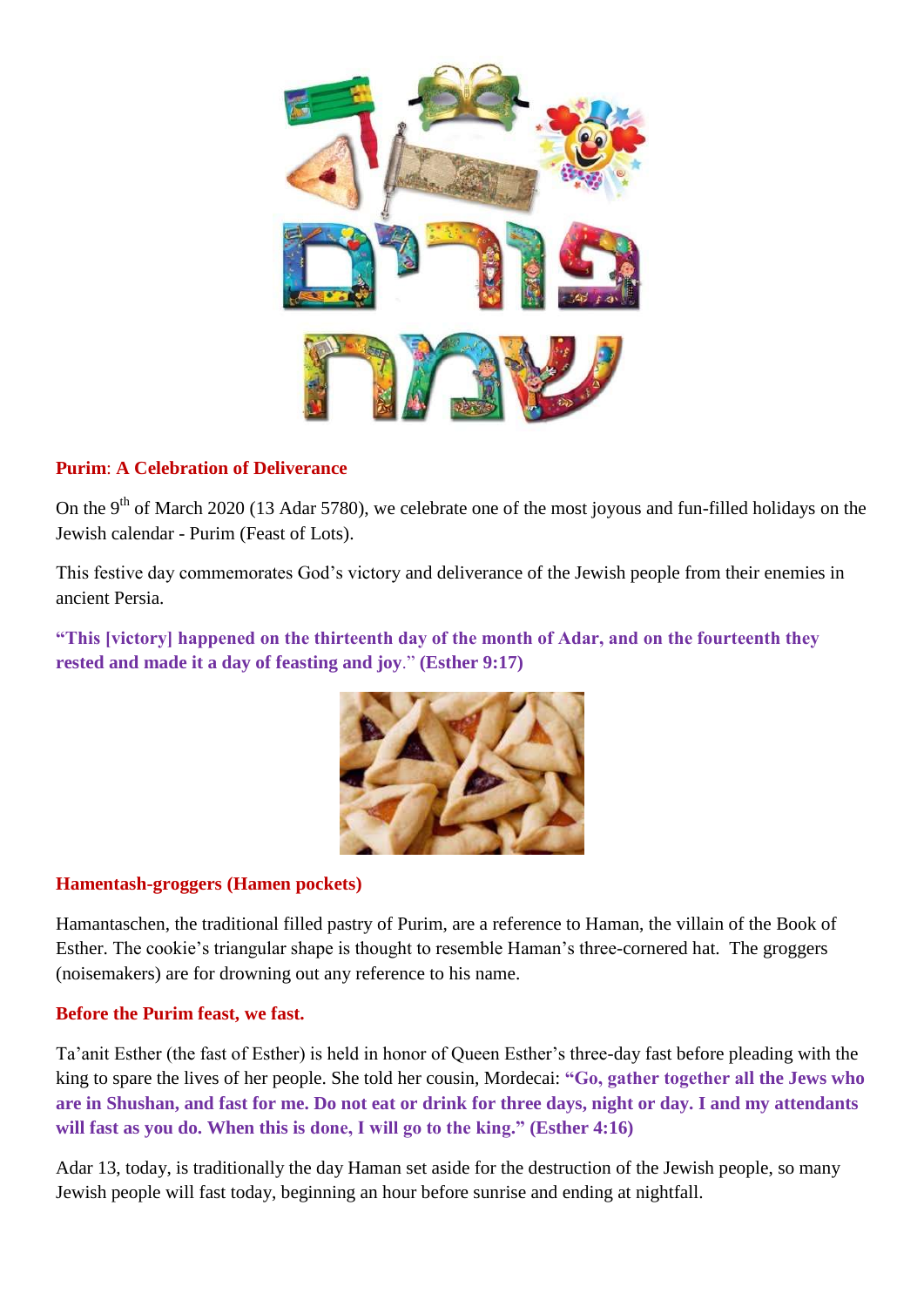**Purim: A Celebration of Deliverance**

On the 9th of March 2020 (13 Adar 5780), we celebrate one of the most joyous and fun-filled holidays on the Jewish calendar - Purim (Feast of Lots).

This festive day commemorates God's victory and deliverance of the Jewish people from their enemies in ancient Persia.

**"This [victory] happened on the thirteenth day of the month of Adar, and on the fourteenth they rested and made it a day of feasting and joy." (Esther 9:17)**

**Hamentash-groggers (Hamen pockets)**

Hamantaschen, the traditional filled pastry of Purim, are a reference to Haman, the villain of the Book of Esther. The cookie's triangular shape is thought to resemble Haman's three-cornered hat. The groggers (noisemakers) are for drowning out any reference to his name.

**Before the Purim feast, we fast.**

Ta'anit Esther (the fast of Esther) is held in honor of Queen Esther's three-day fast before pleading with the king to spare the lives of her people. She told her cousin, Mordecai: **"Go, gather together all the Jews who are in Shushan, and fast for me. Do not eat or drink for three days, night or day. I and my attendants will fast as you do. When this is done, I will go to the king." (Esther 4:16)**

Adar 13, today, is traditionally the day Haman set aside for the destruction of the Jewish people, so many Jewish people will fast today, beginning an hour before sunrise and ending at nightfall.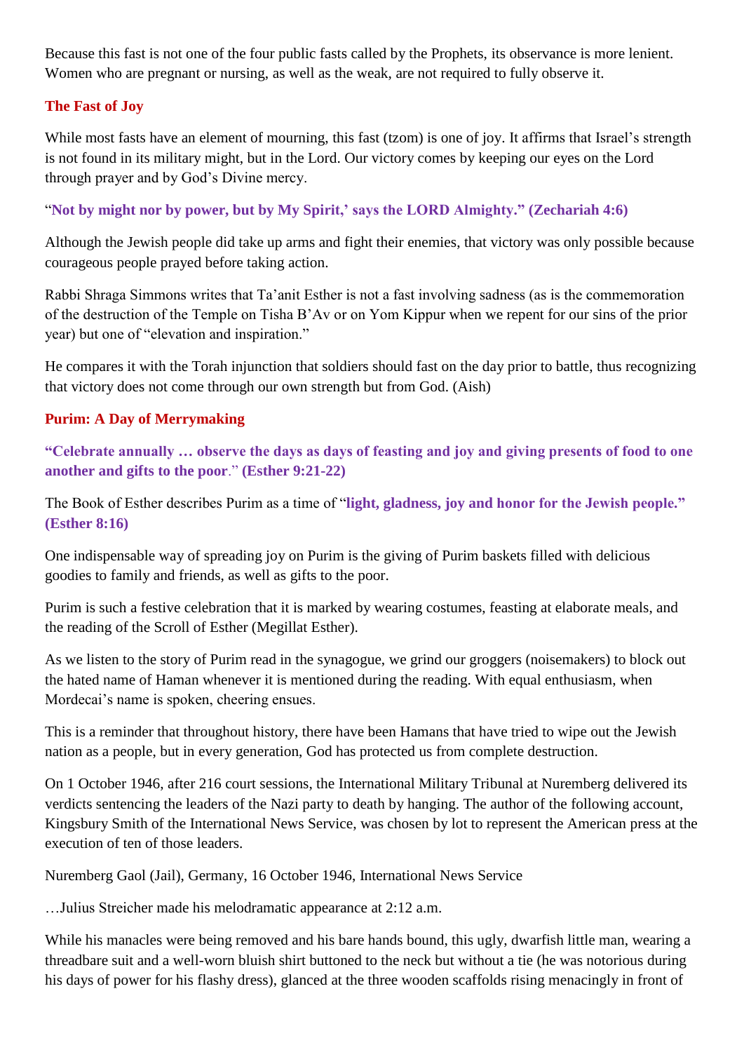Because this fast is not one of the four public fasts called by the Prophets, its observance is more lenient. Women who are pregnant or nursing, as well as the weak, are not required to fully observe it.

### The Fast of Joy

While most fasts have an element of mourning, this fast (tzom) is one of joy. It affirms that Israel's strength is not found in its military might, but in the Lord. Our victory comes by keeping our eyes on the Lord through prayer and by God's Divine mercy.

"**Not by might nor by power, but by My Spirit,' says the LORD Almighty." (Zechariah 4:6)**

Although the Jewish people did take up arms and fight their enemies, that victory was only possible because courageous people prayed before taking action.

Rabbi Shraga Simmons writes that Ta'anit Esther is not a fast involving sadness (as is the commemoration of the destruction of the Temple on Tisha B'Av or on Yom Kippur when we repent for our sins of the prior year) but one of "elevation and inspiration."

He compares it with the Torah injunction that soldiers should fast on the day prior to battle, thus recognizing that victory does not come through our own strength but from God. (Aish)

### Purim: A Day of Merrymaking

**"Celebrate annually … observe the days as days of feasting and joy and giving presents of food to one another and gifts to the poor." (Esther 9:21-22)**

The Book of Esther describes Purim as a time of "**light, gladness, joy and honor for the Jewish people." (Esther 8:16)**

One indispensable way of spreading joy on Purim is the giving of Purim baskets filled with delicious goodies to family and friends, as well as gifts to the poor.

Purim is such a festive celebration that it is marked by wearing costumes, feasting at elaborate meals, and the reading of the Scroll of Esther (Megillat Esther).

As we listen to the story of Purim read in the synagogue, we grind our groggers (noisemakers) to block out the hated name of Haman whenever it is mentioned during the reading. With equal enthusiasm, when Mordecai's name is spoken, cheering ensues.

This is a reminder that throughout history, there have been Hamans that have tried to wipe out the Jewish nation as a people, but in every generation, God has protected us from complete destruction.

On 1 October 1946, after 216 court sessions, the International Military Tribunal at Nuremberg delivered its verdicts sentencing the leaders of the Nazi party to death by hanging. The author of the following account, Kingsbury Smith of the International News Service, was chosen by lot to represent the American press at the execution of ten of those leaders.

Nuremberg Gaol (Jail), Germany, 16 October 1946, International News Service

…Julius Streicher made his melodramatic appearance at 2:12 a.m.

While his manacles were being removed and his bare hands bound, this ugly, dwarfish little man, wearing a threadbare suit and a well-worn bluish shirt buttoned to the neck but without a tie (he was notorious during his days of power for his flashy dress), glanced at the three wooden scaffolds rising menacingly in front of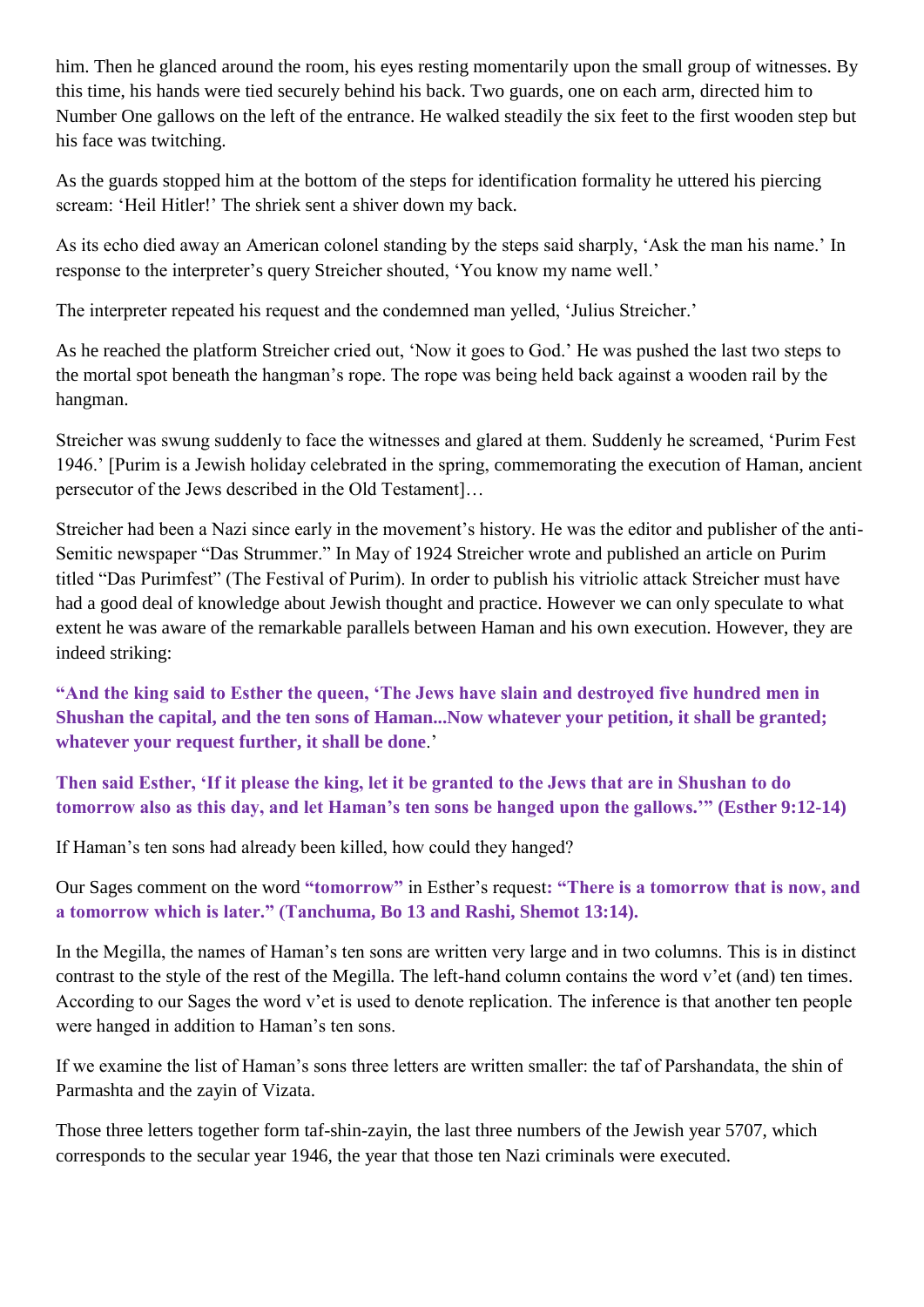him. Then he glanced around the room, his eyes resting momentarily upon the small group of witnesses. By this time, his hands were tied securely behind his back. Two guards, one on each arm, directed him to Number One gallows on the left of the entrance. He walked steadily the six feet to the first wooden step but his face was twitching.

As the guards stopped him at the bottom of the steps for identification formality he uttered his piercing scream: 'Heil Hitler!' The shriek sent a shiver down my back.

As its echo died away an American colonel standing by the steps said sharply, 'Ask the man his name.' In response to the interpreter's query Streicher shouted, 'You know my name well.'

The interpreter repeated his request and the condemned man yelled, 'Julius Streicher.'

As he reached the platform Streicher cried out, 'Now it goes to God.' He was pushed the last two steps to the mortal spot beneath the hangman's rope. The rope was being held back against a wooden rail by the hangman.

Streicher was swung suddenly to face the witnesses and glared at them. Suddenly he screamed, 'Purim Fest 1946.' [Purim is a Jewish holiday celebrated in the spring, commemorating the execution of Haman, ancient persecutor of the Jews described in the Old Testament]…

Streicher had been a Nazi since early in the movement's history. He was the editor and publisher of the anti-Semitic newspaper "Das Strummer." In May of 1924 Streicher wrote and published an article on Purim titled "Das Purimfest" (The Festival of Purim). In order to publish his vitriolic attack Streicher must have had a good deal of knowledge about Jewish thought and practice. However we can only speculate to what extent he was aware of the remarkable parallels between Haman and his own execution. However, they are indeed striking:

**"And the king said to Esther the queen, 'The Jews have slain and destroyed five hundred men in Shushan the capital, and the ten sons of Haman...Now whatever your petition, it shall be granted; whatever your request further, it shall be done**.'

**Then said Esther, 'If it please the king, let it be granted to the Jews that are in Shushan to do tomorrow also as this day, and let Haman's ten sons be hanged upon the gallows.'" (Esther 9:12-14)**

If Haman's ten sons had already been killed, how could they hanged?

Our Sages comment on the word **"tomorrow"** in Esther's request**: "There is a tomorrow that is now, and a tomorrow which is later." (Tanchuma, Bo 13 and Rashi, Shemot 13:14).**

In the Megilla, the names of Haman's ten sons are written very large and in two columns. This is in distinct contrast to the style of the rest of the Megilla. The left-hand column contains the word v'et (and) ten times. According to our Sages the word v'et is used to denote replication. The inference is that another ten people were hanged in addition to Haman's ten sons.

If we examine the list of Haman's sons three letters are written smaller: the taf of Parshandata, the shin of Parmashta and the zayin of Vizata.

Those three letters together form taf-shin-zayin, the last three numbers of the Jewish year 5707, which corresponds to the secular year 1946, the year that those ten Nazi criminals were executed.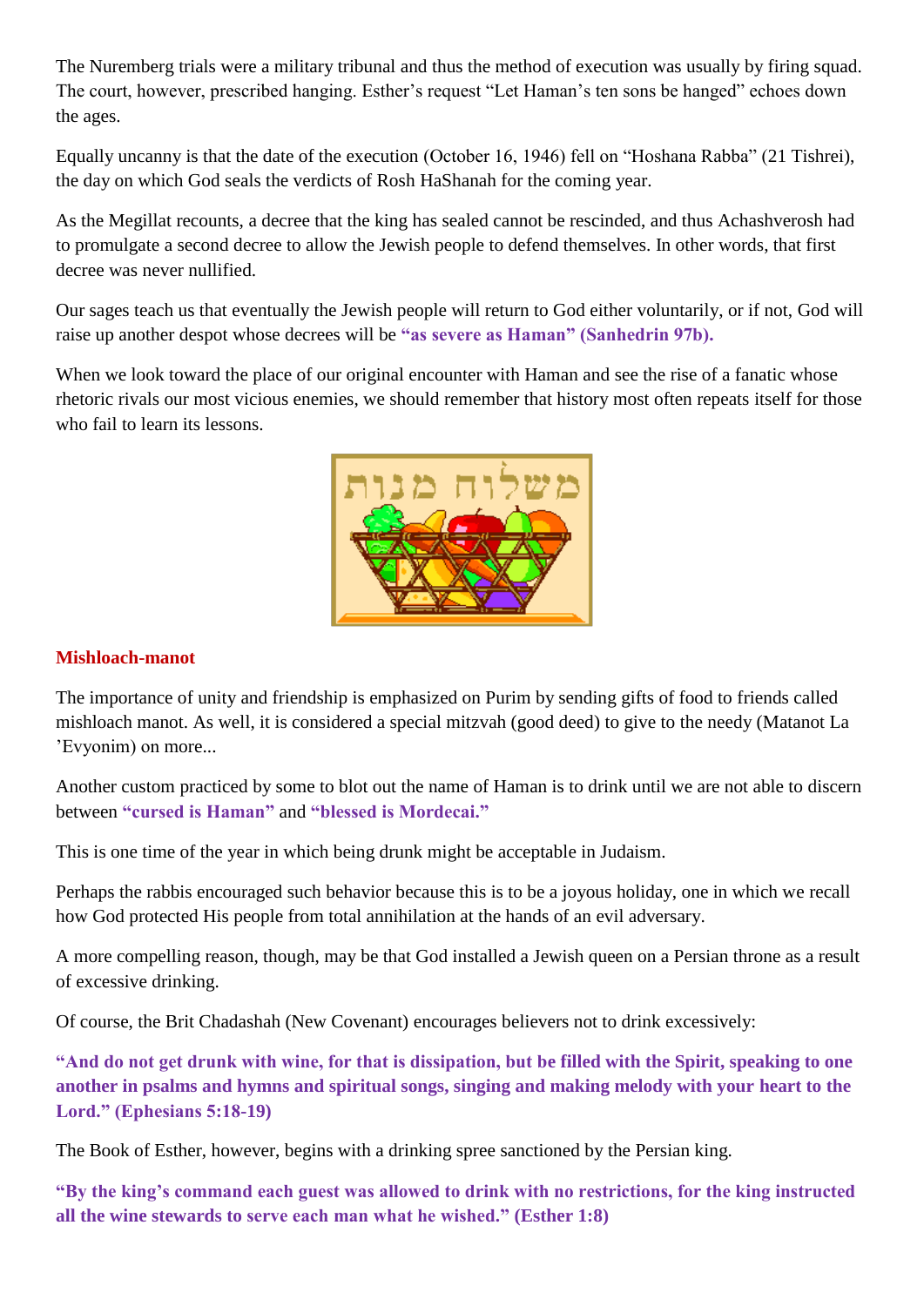The Nuremberg trials were a military tribunal and thus the method of execution was usually by firing squad. The court, however, prescribed hanging. Esther's request "Let Haman's ten sons be hanged" echoes down the ages.

Equally uncanny is that the date of the execution (October 16, 1946) fell on "Hoshana Rabba" (21 Tishrei), the day on which God seals the verdicts of Rosh HaShanah for the coming year.

As the Megillat recounts, a decree that the king has sealed cannot be rescinded, and thus Achashverosh had to promulgate a second decree to allow the Jewish people to defend themselves. In other words, that first decree was never nullified.

Our sages teach us that eventually the Jewish people will return to God either voluntarily, or if not, God will raise up another despot whose decrees will be **"as severe as Haman" (Sanhedrin 97b).**

When we look toward the place of our original encounter with Haman and see the rise of a fanatic whose rhetoric rivals our most vicious enemies, we should remember that history most often repeats itself for those who fail to learn its lessons.

## Mishloach-manot

The importance of unity and friendship is emphasized on Purim by sending gifts of food to friends called mishloach manot. As well, it is considered a special mitzvah (good deed) to give to the needy (Matanot La 'Evyonim) on more...

Another custom practiced by some to blot out the name of Haman is to drink until we are not able to discern between **"cursed is Haman"** and **"blessed is Mordecai."**

This is one time of the year in which being drunk might be acceptable in Judaism.

Perhaps the rabbis encouraged such behavior because this is to be a joyous holiday, one in which we recall how God protected His people from total annihilation at the hands of an evil adversary.

A more compelling reason, though, may be that God installed a Jewish queen on a Persian throne as a result of excessive drinking.

Of course, the Brit Chadashah (New Covenant) encourages believers not to drink excessively:

**"And do not get drunk with wine, for that is dissipation, but be filled with the Spirit, speaking to one another in psalms and hymns and spiritual songs, singing and making melody with your heart to the Lord." (Ephesians 5:18-19)**

The Book of Esther, however, begins with a drinking spree sanctioned by the Persian king.

**"By the king's command each guest was allowed to drink with no restrictions, for the king instructed all the wine stewards to serve each man what he wished." (Esther 1:8)**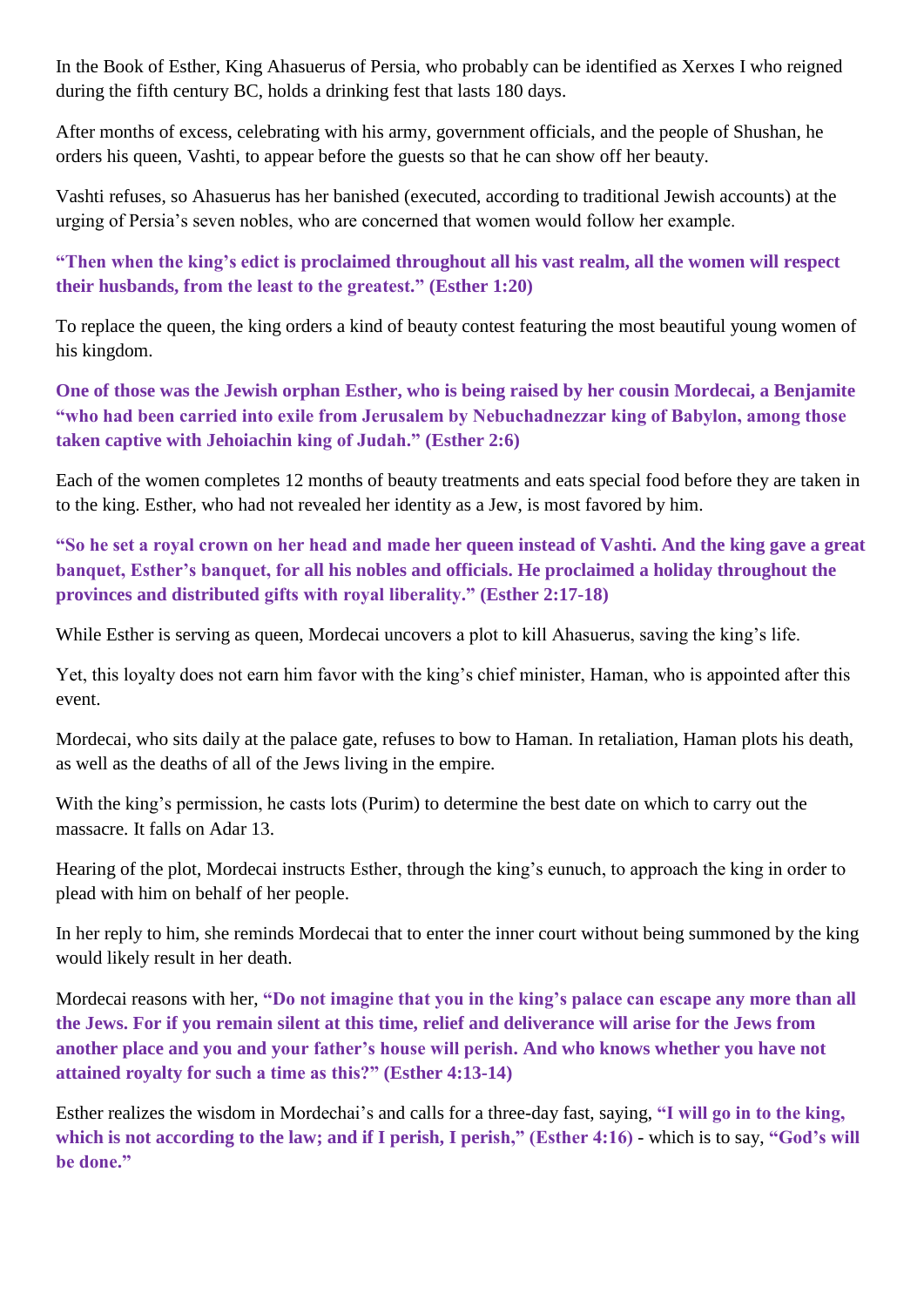In the Book of Esther, King Ahasuerus of Persia, who probably can be identified as Xerxes I who reigned during the fifth century BC, holds a drinking fest that lasts 180 days.

After months of excess, celebrating with his army, government officials, and the people of Shushan, he orders his queen, Vashti, to appear before the guests so that he can show off her beauty.

Vashti refuses, so Ahasuerus has her banished (executed, according to traditional Jewish accounts) at the urging of Persia's seven nobles, who are concerned that women would follow her example.

**"Then when the king's edict is proclaimed throughout all his vast realm, all the women will respect their husbands, from the least to the greatest." (Esther 1:20)**

To replace the queen, the king orders a kind of beauty contest featuring the most beautiful young women of his kingdom.

**One of those was the Jewish orphan Esther, who is being raised by her cousin Mordecai, a Benjamite "who had been carried into exile from Jerusalem by Nebuchadnezzar king of Babylon, among those taken captive with Jehoiachin king of Judah." (Esther 2:6)**

Each of the women completes 12 months of beauty treatments and eats special food before they are taken in to the king. Esther, who had not revealed her identity as a Jew, is most favored by him.

**"So he set a royal crown on her head and made her queen instead of Vashti. And the king gave a great banquet, Esther's banquet, for all his nobles and officials. He proclaimed a holiday throughout the provinces and distributed gifts with royal liberality." (Esther 2:17-18)**

While Esther is serving as queen, Mordecai uncovers a plot to kill Ahasuerus, saving the king's life.

Yet, this loyalty does not earn him favor with the king's chief minister, Haman, who is appointed after this event.

Mordecai, who sits daily at the palace gate, refuses to bow to Haman. In retaliation, Haman plots his death, as well as the deaths of all of the Jews living in the empire.

With the king's permission, he casts lots (Purim) to determine the best date on which to carry out the massacre. It falls on Adar 13.

Hearing of the plot, Mordecai instructs Esther, through the king's eunuch, to approach the king in order to plead with him on behalf of her people.

In her reply to him, she reminds Mordecai that to enter the inner court without being summoned by the king would likely result in her death.

Mordecai reasons with her, **"Do not imagine that you in the king's palace can escape any more than all the Jews. For if you remain silent at this time, relief and deliverance will arise for the Jews from another place and you and your father's house will perish. And who knows whether you have not attained royalty for such a time as this?" (Esther 4:13-14)**

Esther realizes the wisdom in Mordechai's and calls for a three-day fast, saying, **"I will go in to the king, which is not according to the law; and if I perish, I perish," (Esther 4:16)** - which is to say, **"God's will be done."**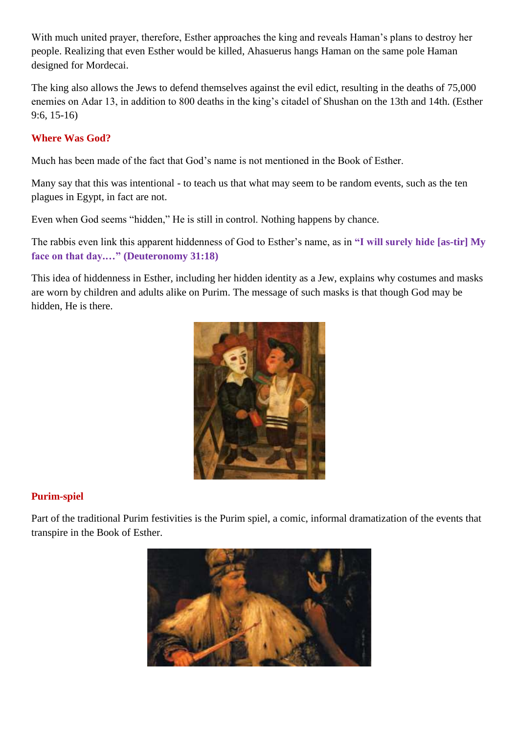With much united prayer, therefore, Esther approaches the king and reveals Haman's plans to destroy her people. Realizing that even Esther would be killed, Ahasuerus hangs Haman on the same pole Haman designed for Mordecai.

The king also allows the Jews to defend themselves against the evil edict, resulting in the deaths of 75,000 enemies on Adar 13, in addition to 800 deaths in the king's citadel of Shushan on the 13th and 14th. (Esther 9:6, 15-16)

## Where Was God?

Much has been made of the fact that God's name is not mentioned in the Book of Esther.

Many say that this was intentional - to teach us that what may seem to be random events, such as the ten plagues in Egypt, in fact are not.

Even when God seems "hidden," He is still in control. Nothing happens by chance.

The rabbis even link this apparent hiddenness of God to Esther's name, as in **"I will surely hide [as-tir] My face on that day.…" (Deuteronomy 31:18)**

This idea of hiddenness in Esther, including her hidden identity as a Jew, explains why costumes and masks are worn by children and adults alike on Purim. The message of such masks is that though God may be hidden, He is there.

## Purim-spiel

Part of the traditional Purim festivities is the Purim spiel, a comic, informal dramatization of the events that transpire in the Book of Esther.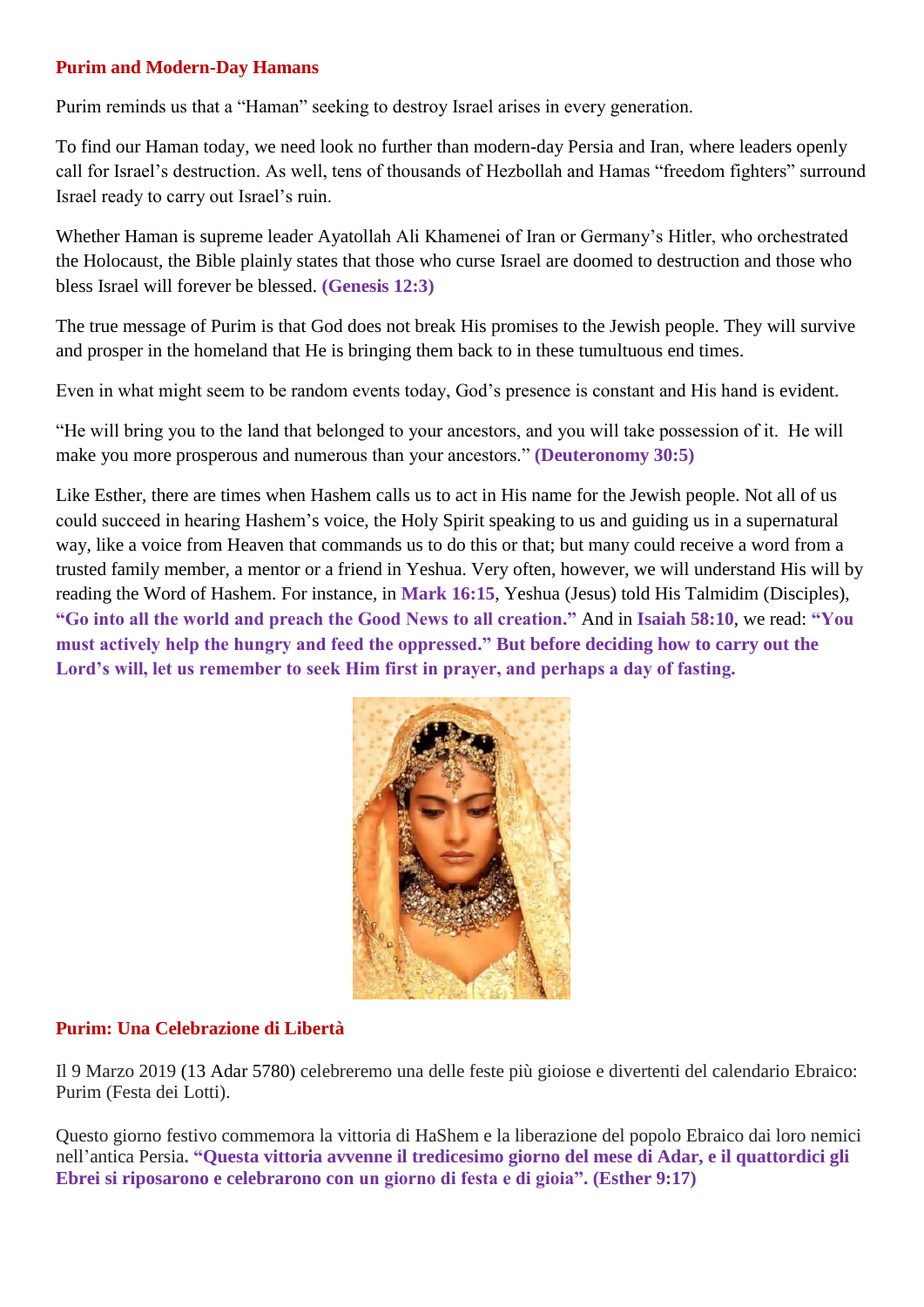## Purim and Modern-Day Hamans

Purim reminds us that a "Haman" seeking to destroy Israel arises in every generation.

To find our Haman today, we need look no further than modern-day Persia and Iran, where leaders openly call for Israel's destruction. As well, tens of thousands of Hezbollah and Hamas "freedom fighters" surround Israel ready to carry out Israel's ruin.

Whether Haman is supreme leader Ayatollah Ali Khamenei of Iran or Germany's Hitler, who orchestrated the Holocaust, the Bible plainly states that those who curse Israel are doomed to destruction and those who bless Israel will forever be blessed. **(Genesis 12:3)**

The true message of Purim is that God does not break His promises to the Jewish people. They will survive and prosper in the homeland that He is bringing them back to in these tumultuous end times.

Even in what might seem to be random events today, God's presence is constant and His hand is evident.

"He will bring you to the land that belonged to your ancestors, and you will take possession of it. He will make you more prosperous and numerous than your ancestors." **(Deuteronomy 30:5)**

Like Esther, there are times when Hashem calls us to act in His name for the Jewish people. Not all of us could succeed in hearing Hashem's voice, the Holy Spirit speaking to us and guiding us in a supernatural way, like a voice from Heaven that commands us to do this or that; but many could receive a word from a trusted family member, a mentor or a friend in Yeshua. Very often, however, we will understand His will by reading the Word of Hashem. For instance, in **Mark 16:15**, Yeshua (Jesus) told His Talmidim (Disciples), **"Go into all the world and preach the Good News to all creation."** And in **Isaiah 58:10**, we read: **"You must actively help the hungry and feed the oppressed." But before deciding how to carry out the Lord's will, let us remember to seek Him first in prayer, and perhaps a day of fasting.**

## Purim: Una Celebrazione di Libertà

Il 9 Marzo 2019 (13 Adar 5780) celebreremo una delle feste più gioiose e divertenti del calendario Ebraico: Purim (Festa dei Lotti).

Questo giorno festivo commemora la vittoria di HaShem e la liberazione del popolo Ebraico dai loro nemici nell'antica Persia**. "Questa vittoria avvenne il tredicesimo giorno del mese di Adar, e il quattordici gli Ebrei si riposarono e celebrarono con un giorno di festa e di gioia". (Esther 9:17)**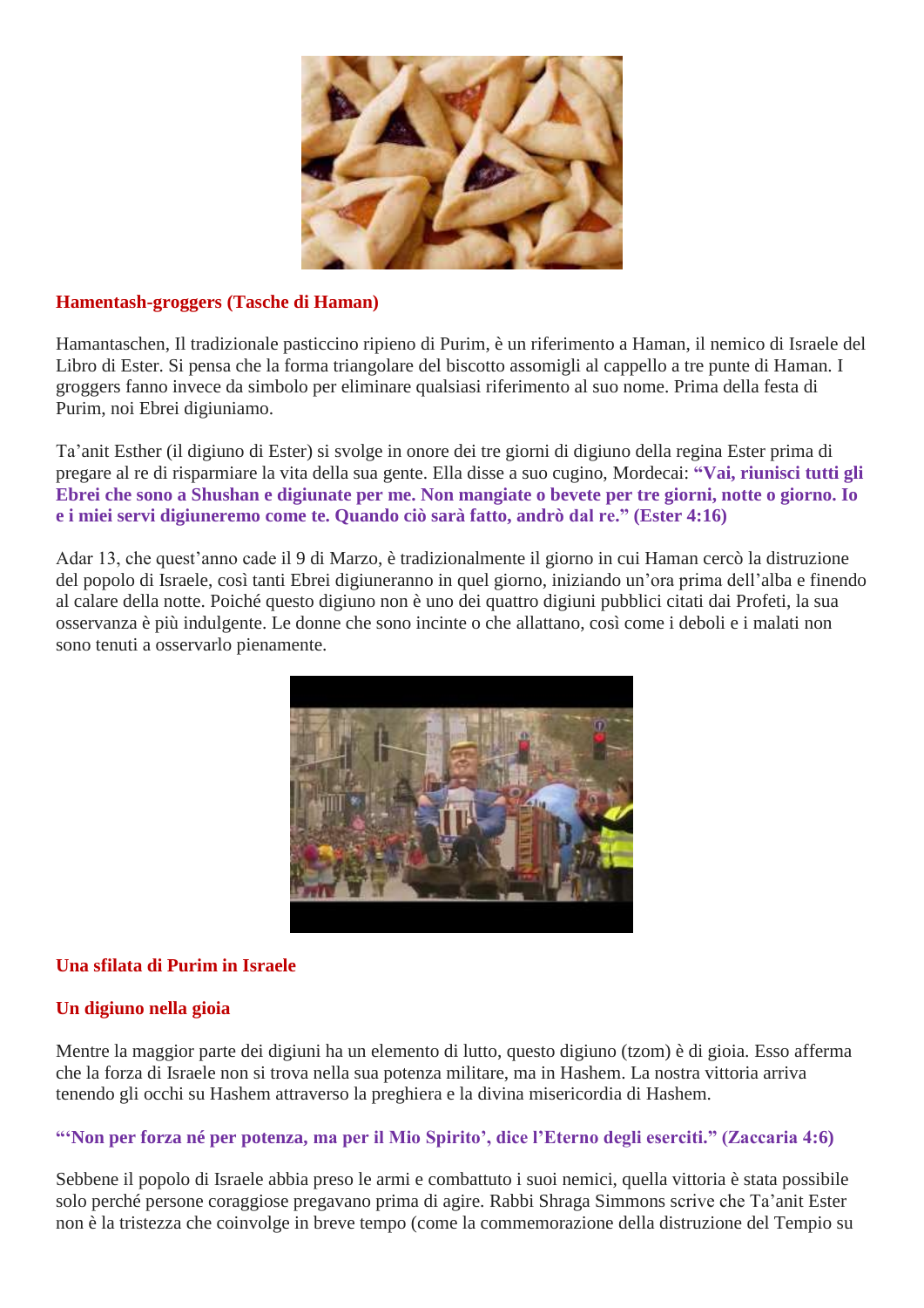**Hamentash-groggers (Tasche di Haman)**

Hamantaschen, Il tradizionale pasticcino ripieno di Purim, è un riferimento a Haman, il nemico di Israele del Libro di Ester. Si pensa che la forma triangolare del biscotto assomigli al cappello a tre punte di Haman. I groggers fanno invece da simbolo per eliminare qualsiasi riferimento al suo nome. Prima della festa di Purim, noi Ebrei digiuniamo.

Ta'anit Esther (il digiuno di Ester) si svolge in onore dei tre giorni di digiuno della regina Ester prima di pregare al re di risparmiare la vita della sua gente. Ella disse a suo cugino, Mordecai: **"Vai, riunisci tutti gli Ebrei che sono a Shushan e digiunate per me. Non mangiate o bevete per tre giorni, notte o giorno. Io e i miei servi digiuneremo come te. Quando ciò sarà fatto, andrò dal re." (Ester 4:16)**

Adar 13, che quest'anno cade il 9 di Marzo, è tradizionalmente il giorno in cui Haman cercò la distruzione del popolo di Israele, così tanti Ebrei digiuneranno in quel giorno, iniziando un'ora prima dell'alba e finendo al calare della notte. Poiché questo digiuno non è uno dei quattro digiuni pubblici citati dai Profeti, la sua osservanza è più indulgente. Le donne che sono incinte o che allattano, così come i deboli e i malati non sono tenuti a osservarlo pienamente.

**Una sfilata di Purim in Israele**

**Un digiuno nella gioia**

Mentre la maggior parte dei digiuni ha un elemento di lutto, questo digiuno (tzom) è di gioia. Esso afferma che la forza di Israele non si trova nella sua potenza militare, ma in Hashem. La nostra vittoria arriva tenendo gli occhi su Hashem attraverso la preghiera e la divina misericordia di Hashem.

**"'Non per forza né per potenza, ma per il Mio Spirito', dice l'Eterno degli eserciti." (Zaccaria 4:6)**

Sebbene il popolo di Israele abbia preso le armi e combattuto i suoi nemici, quella vittoria è stata possibile solo perché persone coraggiose pregavano prima di agire. Rabbi Shraga Simmons scrive che Ta'anit Ester non è la tristezza che coinvolge in breve tempo (come la commemorazione della distruzione del Tempio su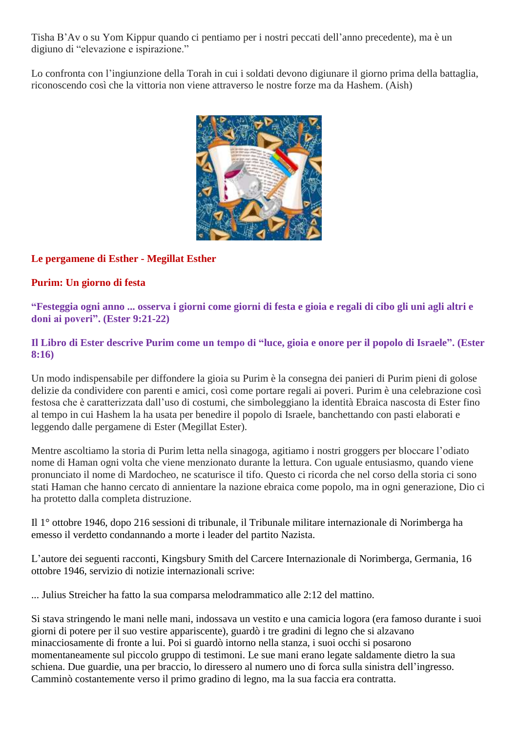Tisha B'Av o su Yom Kippur quando ci pentiamo per i nostri peccati dell'anno precedente), ma è un digiuno di "elevazione e ispirazione."

Lo confronta con l'ingiunzione della Torah in cui i soldati devono digiunare il giorno prima della battaglia, riconoscendo così che la vittoria non viene attraverso le nostre forze ma da Hashem. (Aish)

**Le pergamene di Esther - Megillat Esther**

**Purim: Un giorno di festa**

**"Festeggia ogni anno ... osserva i giorni come giorni di festa e gioia e regali di cibo gli uni agli altri e doni ai poveri". (Ester 9:21-22)**

**Il Libro di Ester descrive Purim come un tempo di "luce, gioia e onore per il popolo di Israele". (Ester 8:16)**

Un modo indispensabile per diffondere la gioia su Purim è la consegna dei panieri di Purim pieni di golose delizie da condividere con parenti e amici, così come portare regali ai poveri. Purim è una celebrazione così festosa che è caratterizzata dall'uso di costumi, che simboleggiano la identità Ebraica nascosta di Ester fino al tempo in cui Hashem la ha usata per benedire il popolo di Israele, banchettando con pasti elaborati e leggendo dalle pergamene di Ester (Megillat Ester).

Mentre ascoltiamo la storia di Purim letta nella sinagoga, agitiamo i nostri groggers per bloccare l'odiato nome di Haman ogni volta che viene menzionato durante la lettura. Con uguale entusiasmo, quando viene pronunciato il nome di Mardocheo, ne scaturisce il tifo. Questo ci ricorda che nel corso della storia ci sono stati Haman che hanno cercato di annientare la nazione ebraica come popolo, ma in ogni generazione, Dio ci ha protetto dalla completa distruzione.

Il 1° ottobre 1946, dopo 216 sessioni di tribunale, il Tribunale militare internazionale di Norimberga ha emesso il verdetto condannando a morte i leader del partito Nazista.

L'autore dei seguenti racconti, Kingsbury Smith del Carcere Internazionale di Norimberga, Germania, 16 ottobre 1946, servizio di notizie internazionali scrive:

... Julius Streicher ha fatto la sua comparsa melodrammatico alle 2:12 del mattino.

Si stava stringendo le mani nelle mani, indossava un vestito e una camicia logora (era famoso durante i suoi giorni di potere per il suo vestire appariscente), guardò i tre gradini di legno che si alzavano minacciosamente di fronte a lui. Poi si guardò intorno nella stanza, i suoi occhi si posarono momentaneamente sul piccolo gruppo di testimoni. Le sue mani erano legate saldamente dietro la sua schiena. Due guardie, una per braccio, lo diressero al numero uno di forca sulla sinistra dell'ingresso. Camminò costantemente verso il primo gradino di legno, ma la sua faccia era contratta.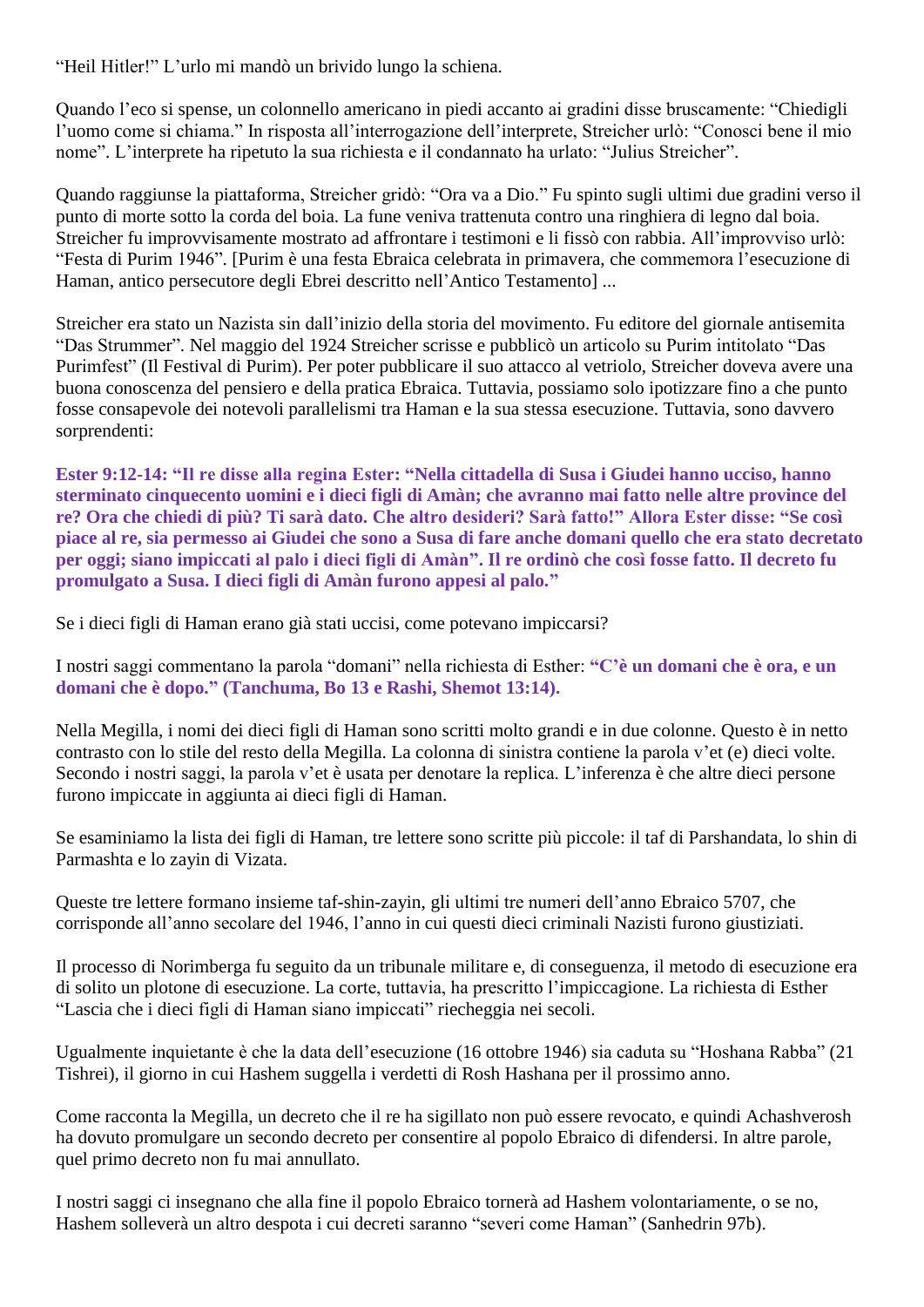"Heil Hitler!" L'urlo mi mandò un brivido lungo la schiena.

Quando l'eco si spense, un colonnello americano in piedi accanto ai gradini disse bruscamente: "Chiedigli l'uomo come si chiama." In risposta all'interrogazione dell'interprete, Streicher urlò: "Conosci bene il mio nome". L'interprete ha ripetuto la sua richiesta e il condannato ha urlato: "Julius Streicher".

Quando raggiunse la piattaforma, Streicher gridò: "Ora va a Dio." Fu spinto sugli ultimi due gradini verso il punto di morte sotto la corda del boia. La fune veniva trattenuta contro una ringhiera di legno dal boia. Streicher fu improvvisamente mostrato ad affrontare i testimoni e li fissò con rabbia. All'improvviso urlò: "Festa di Purim 1946". [Purim è una festa Ebraica celebrata in primavera, che commemora l'esecuzione di Haman, antico persecutore degli Ebrei descritto nell'Antico Testamento] ...

Streicher era stato un Nazista sin dall'inizio della storia del movimento. Fu editore del giornale antisemita "Das Strummer". Nel maggio del 1924 Streicher scrisse e pubblicò un articolo su Purim intitolato "Das Purimfest" (Il Festival di Purim). Per poter pubblicare il suo attacco al vetriolo, Streicher doveva avere una buona conoscenza del pensiero e della pratica Ebraica. Tuttavia, possiamo solo ipotizzare fino a che punto fosse consapevole dei notevoli parallelismi tra Haman e la sua stessa esecuzione. Tuttavia, sono davvero sorprendenti:

**Ester 9:12-14: "Il re disse alla regina Ester: "Nella cittadella di Susa i Giudei hanno ucciso, hanno sterminato cinquecento uomini e i dieci figli di Amàn; che avranno mai fatto nelle altre province del re? Ora che chiedi di più? Ti sarà dato. Che altro desideri? Sarà fatto!" Allora Ester disse: "Se così piace al re, sia permesso ai Giudei che sono a Susa di fare anche domani quello che era stato decretato per oggi; siano impiccati al palo i dieci figli di Amàn". Il re ordinò che così fosse fatto. Il decreto fu promulgato a Susa. I dieci figli di Amàn furono appesi al palo."**

Se i dieci figli di Haman erano già stati uccisi, come potevano impiccarsi?

I nostri saggi commentano la parola "domani" nella richiesta di Esther: **"C'è un domani che è ora, e un domani che è dopo." (Tanchuma, Bo 13 e Rashi, Shemot 13:14).**

Nella Megilla, i nomi dei dieci figli di Haman sono scritti molto grandi e in due colonne. Questo è in netto contrasto con lo stile del resto della Megilla. La colonna di sinistra contiene la parola v'et (e) dieci volte. Secondo i nostri saggi, la parola v'et è usata per denotare la replica. L'inferenza è che altre dieci persone furono impiccate in aggiunta ai dieci figli di Haman.

Se esaminiamo la lista dei figli di Haman, tre lettere sono scritte più piccole: il taf di Parshandata, lo shin di Parmashta e lo zayin di Vizata.

Queste tre lettere formano insieme taf-shin-zayin, gli ultimi tre numeri dell'anno Ebraico 5707, che corrisponde all'anno secolare del 1946, l'anno in cui questi dieci criminali Nazisti furono giustiziati.

Il processo di Norimberga fu seguito da un tribunale militare e, di conseguenza, il metodo di esecuzione era di solito un plotone di esecuzione. La corte, tuttavia, ha prescritto l'impiccagione. La richiesta di Esther "Lascia che i dieci figli di Haman siano impiccati" riecheggia nei secoli.

Ugualmente inquietante è che la data dell'esecuzione (16 ottobre 1946) sia caduta su "Hoshana Rabba" (21 Tishrei), il giorno in cui Hashem suggella i verdetti di Rosh Hashana per il prossimo anno.

Come racconta la Megilla, un decreto che il re ha sigillato non può essere revocato, e quindi Achashverosh ha dovuto promulgare un secondo decreto per consentire al popolo Ebraico di difendersi. In altre parole, quel primo decreto non fu mai annullato.

I nostri saggi ci insegnano che alla fine il popolo Ebraico tornerà ad Hashem volontariamente, o se no, Hashem solleverà un altro despota i cui decreti saranno "severi come Haman" (Sanhedrin 97b).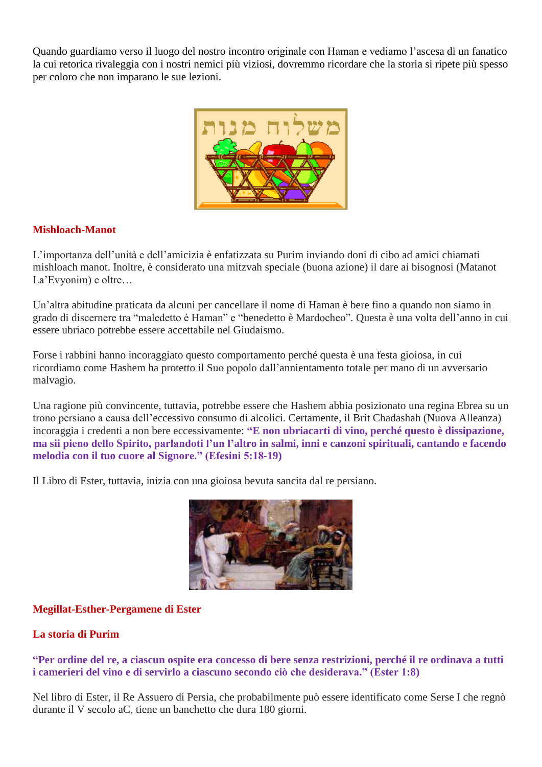Quando guardiamo verso il luogo del nostro incontro originale con Haman e vediamo l'ascesa di un fanatico la cui retorica rivaleggia con i nostri nemici più viziosi, dovremmo ricordare che la storia si ripete più spesso per coloro che non imparano le sue lezioni.

**Mishloach-Manot**

L'importanza dell'unità e dell'amicizia è enfatizzata su Purim inviando doni di cibo ad amici chiamati mishloach manot. Inoltre, è considerato una mitzvah speciale (buona azione) il dare ai bisognosi (Matanot La'Evyonim) e oltre…

Un'altra abitudine praticata da alcuni per cancellare il nome di Haman è bere fino a quando non siamo in grado di discernere tra "maledetto è Haman" e "benedetto è Mardocheo". Questa è una volta dell'anno in cui essere ubriaco potrebbe essere accettabile nel Giudaismo.

Forse i rabbini hanno incoraggiato questo comportamento perché questa è una festa gioiosa, in cui ricordiamo come Hashem ha protetto il Suo popolo dall'annientamento totale per mano di un avversario malvagio.

Una ragione più convincente, tuttavia, potrebbe essere che Hashem abbia posizionato una regina Ebrea su un trono persiano a causa dell'eccessivo consumo di alcolici. Certamente, il Brit Chadashah (Nuova Alleanza) incoraggia i credenti a non bere eccessivamente: **"E non ubriacarti di vino, perché questo è dissipazione, ma sii pieno dello Spirito, parlandoti l'un l'altro in salmi, inni e canzoni spirituali, cantando e facendo melodia con il tuo cuore al Signore." (Efesini 5:18-19)**

Il Libro di Ester, tuttavia, inizia con una gioiosa bevuta sancita dal re persiano.

**Megillat-Esther-Pergamene di Ester**

**La storia di Purim**

**"Per ordine del re, a ciascun ospite era concesso di bere senza restrizioni, perché il re ordinava a tutti i camerieri del vino e di servirlo a ciascuno secondo ciò che desiderava." (Ester 1:8)**

Nel libro di Ester, il Re Assuero di Persia, che probabilmente può essere identificato come Serse I che regnò durante il V secolo aC, tiene un banchetto che dura 180 giorni.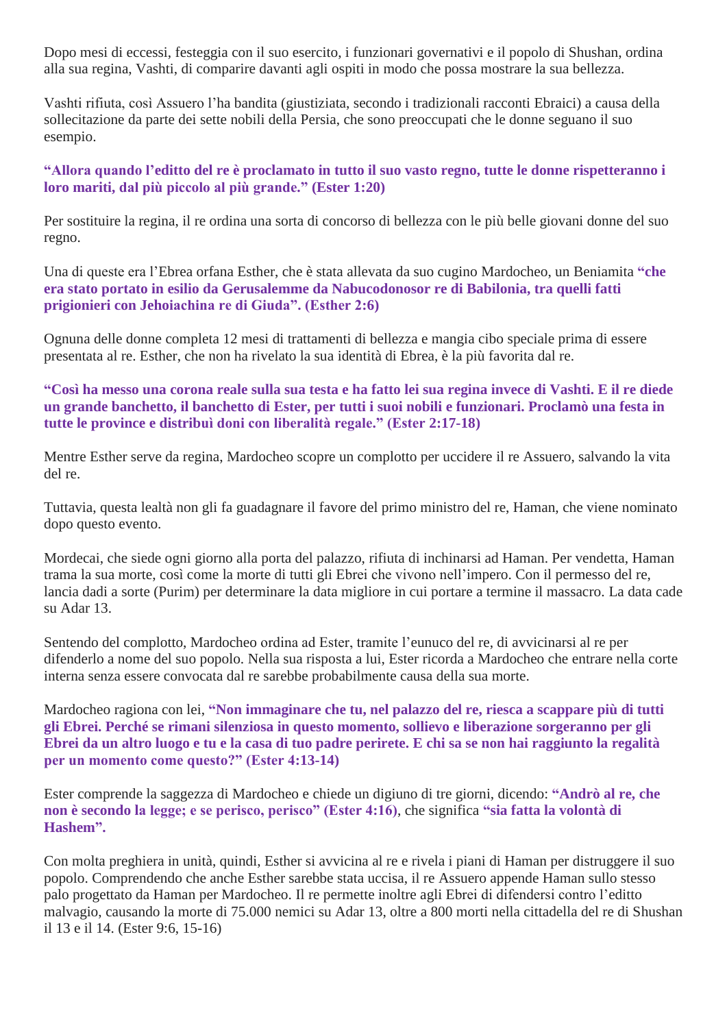Dopo mesi di eccessi, festeggia con il suo esercito, i funzionari governativi e il popolo di Shushan, ordina alla sua regina, Vashti, di comparire davanti agli ospiti in modo che possa mostrare la sua bellezza.

Vashti rifiuta, così Assuero l'ha bandita (giustiziata, secondo i tradizionali racconti Ebraici) a causa della sollecitazione da parte dei sette nobili della Persia, che sono preoccupati che le donne seguano il suo esempio.

**"Allora quando l'editto del re è proclamato in tutto il suo vasto regno, tutte le donne rispetteranno i loro mariti, dal più piccolo al più grande." (Ester 1:20)**

Per sostituire la regina, il re ordina una sorta di concorso di bellezza con le più belle giovani donne del suo regno.

Una di queste era l'Ebrea orfana Esther, che è stata allevata da suo cugino Mardocheo, un Beniamita **"che era stato portato in esilio da Gerusalemme da Nabucodonosor re di Babilonia, tra quelli fatti prigionieri con Jehoiachina re di Giuda". (Esther 2:6)**

Ognuna delle donne completa 12 mesi di trattamenti di bellezza e mangia cibo speciale prima di essere presentata al re. Esther, che non ha rivelato la sua identità di Ebrea, è la più favorita dal re.

**"Così ha messo una corona reale sulla sua testa e ha fatto lei sua regina invece di Vashti. E il re diede un grande banchetto, il banchetto di Ester, per tutti i suoi nobili e funzionari. Proclamò una festa in tutte le province e distribuì doni con liberalità regale." (Ester 2:17-18)**

Mentre Esther serve da regina, Mardocheo scopre un complotto per uccidere il re Assuero, salvando la vita del re.

Tuttavia, questa lealtà non gli fa guadagnare il favore del primo ministro del re, Haman, che viene nominato dopo questo evento.

Mordecai, che siede ogni giorno alla porta del palazzo, rifiuta di inchinarsi ad Haman. Per vendetta, Haman trama la sua morte, così come la morte di tutti gli Ebrei che vivono nell'impero. Con il permesso del re, lancia dadi a sorte (Purim) per determinare la data migliore in cui portare a termine il massacro. La data cade su Adar 13.

Sentendo del complotto, Mardocheo ordina ad Ester, tramite l'eunuco del re, di avvicinarsi al re per difenderlo a nome del suo popolo. Nella sua risposta a lui, Ester ricorda a Mardocheo che entrare nella corte interna senza essere convocata dal re sarebbe probabilmente causa della sua morte.

Mardocheo ragiona con lei, **"Non immaginare che tu, nel palazzo del re, riesca a scappare più di tutti gli Ebrei. Perché se rimani silenziosa in questo momento, sollievo e liberazione sorgeranno per gli Ebrei da un altro luogo e tu e la casa di tuo padre perirete. E chi sa se non hai raggiunto la regalità per un momento come questo?" (Ester 4:13-14)**

Ester comprende la saggezza di Mardocheo e chiede un digiuno di tre giorni, dicendo: **"Andrò al re, che non è secondo la legge; e se perisco, perisco" (Ester 4:16)**, che significa **"sia fatta la volontà di Hashem".**

Con molta preghiera in unità, quindi, Esther si avvicina al re e rivela i piani di Haman per distruggere il suo popolo. Comprendendo che anche Esther sarebbe stata uccisa, il re Assuero appende Haman sullo stesso palo progettato da Haman per Mardocheo. Il re permette inoltre agli Ebrei di difendersi contro l'editto malvagio, causando la morte di 75.000 nemici su Adar 13, oltre a 800 morti nella cittadella del re di Shushan il 13 e il 14. (Ester 9:6, 15-16)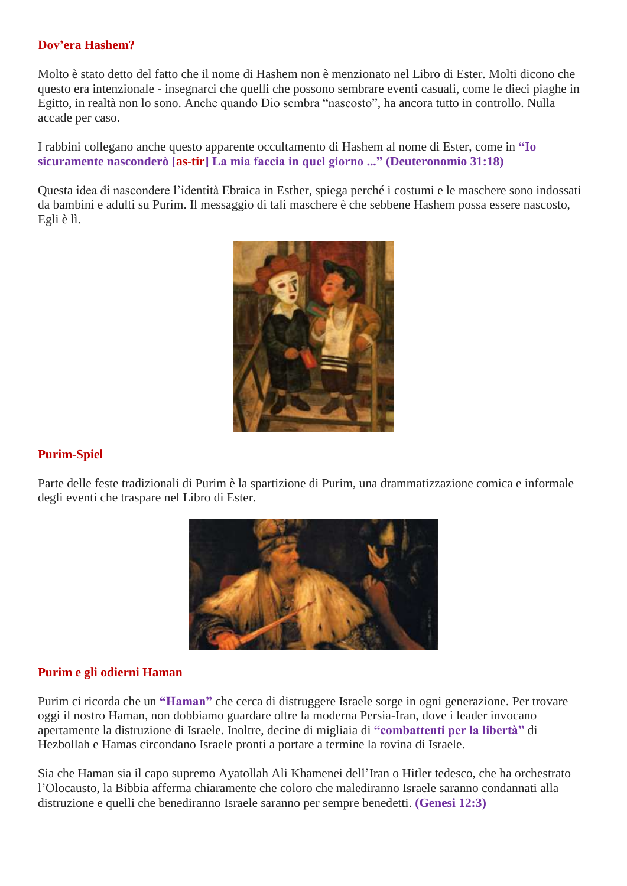## Dov'era Hashem?

Molto è stato detto del fatto che il nome di Hashem non è menzionato nel Libro di Ester. Molti dicono che questo era intenzionale - insegnarci che quelli che possono sembrare eventi casuali, come le dieci piaghe in Egitto, in realtà non lo sono. Anche quando Dio sembra "nascosto", ha ancora tutto in controllo. Nulla accade per caso.

I rabbini collegano anche questo apparente occultamento di Hashem al nome di Ester, come in **"Io sicuramente nasconderò [as-tir] La mia faccia in quel giorno ..." (Deuteronomio 31:18)**

Questa idea di nascondere l'identità Ebraica in Esther, spiega perché i costumi e le maschere sono indossati da bambini e adulti su Purim. Il messaggio di tali maschere è che sebbene Hashem possa essere nascosto, Egli è lì.

## Purim-Spiel

Parte delle feste tradizionali di Purim è la spartizione di Purim, una drammatizzazione comica e informale degli eventi che traspare nel Libro di Ester.

## Purim e gli odierni Haman

Purim ci ricorda che un **"Haman"** che cerca di distruggere Israele sorge in ogni generazione. Per trovare oggi il nostro Haman, non dobbiamo guardare oltre la moderna Persia-Iran, dove i leader invocano apertamente la distruzione di Israele. Inoltre, decine di migliaia di **"combattenti per la libertà"** di Hezbollah e Hamas circondano Israele pronti a portare a termine la rovina di Israele.

Sia che Haman sia il capo supremo Ayatollah Ali Khamenei dell'Iran o Hitler tedesco, che ha orchestrato l'Olocausto, la Bibbia afferma chiaramente che coloro che malediranno Israele saranno condannati alla distruzione e quelli che benediranno Israele saranno per sempre benedetti. **(Genesi 12:3)**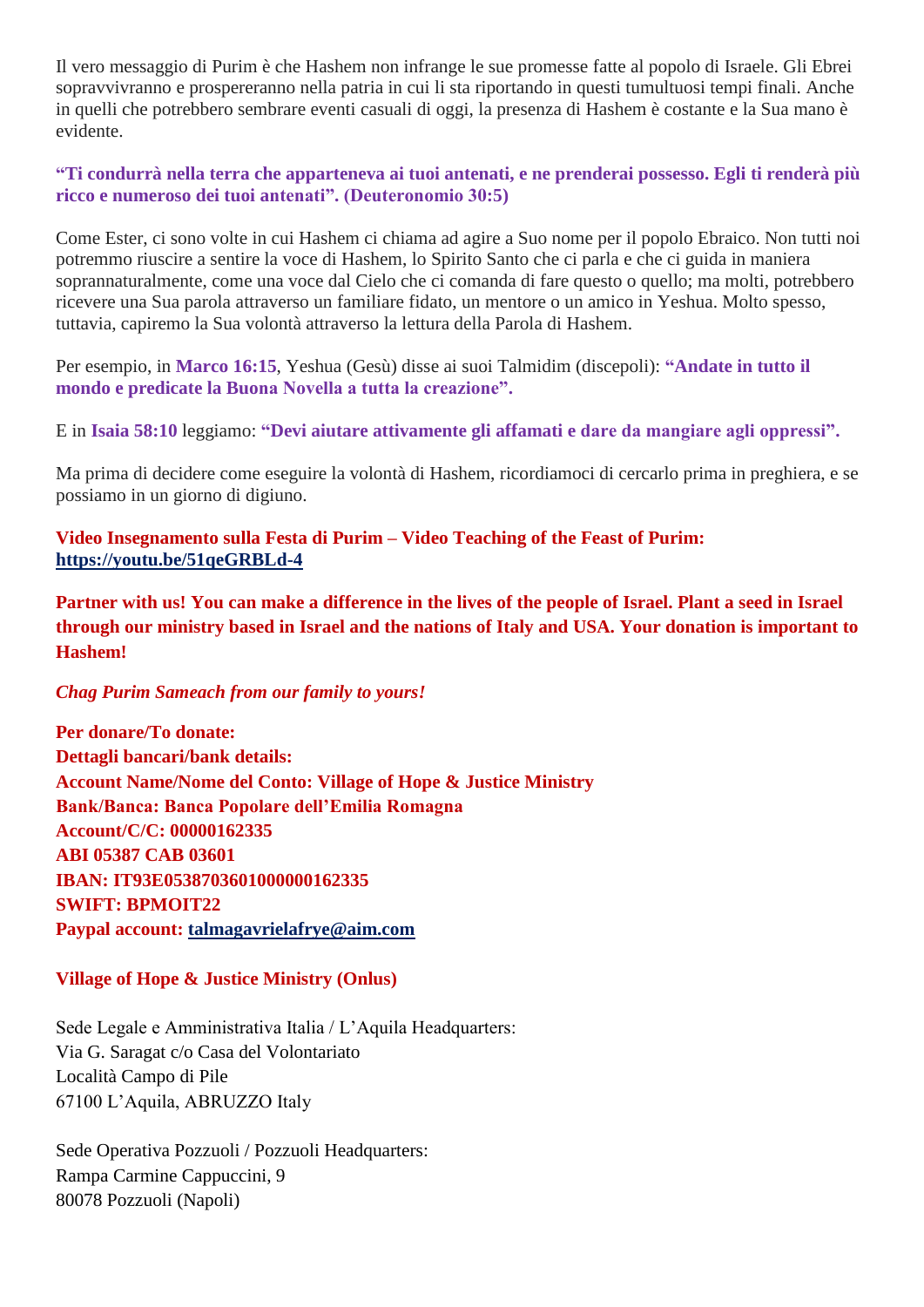Il vero messaggio di Purim è che Hashem non infrange le sue promesse fatte al popolo di Israele. Gli Ebrei sopravvivranno e prospereranno nella patria in cui li sta riportando in questi tumultuosi tempi finali. Anche in quelli che potrebbero sembrare eventi casuali di oggi, la presenza di Hashem è costante e la Sua mano è evidente.

**"Ti condurrà nella terra che apparteneva ai tuoi antenati, e ne prenderai possesso. Egli ti renderà più ricco e numeroso dei tuoi antenati". (Deuteronomio 30:5)**

Come Ester, ci sono volte in cui Hashem ci chiama ad agire a Suo nome per il popolo Ebraico. Non tutti noi potremmo riuscire a sentire la voce di Hashem, lo Spirito Santo che ci parla e che ci guida in maniera soprannaturalmente, come una voce dal Cielo che ci comanda di fare questo o quello; ma molti, potrebbero ricevere una Sua parola attraverso un familiare fidato, un mentore o un amico in Yeshua. Molto spesso, tuttavia, capiremo la Sua volontà attraverso la lettura della Parola di Hashem.

Per esempio, in **Marco 16:15**, Yeshua (Gesù) disse ai suoi Talmidim (discepoli): **"Andate in tutto il mondo e predicate la Buona Novella a tutta la creazione".**

E in **Isaia 58:10** leggiamo: **"Devi aiutare attivamente gli affamati e dare da mangiare agli oppressi".**

Ma prima di decidere come eseguire la volontà di Hashem, ricordiamoci di cercarlo prima in preghiera, e se possiamo in un giorno di digiuno.

**Video Insegnamento sulla Festa di Purim – Video Teaching of the Feast of Purim: https://youtu.be/51qeGRBLd-4**

**Partner with us! You can make a difference in the lives of the people of Israel. Plant a seed in Israel through our ministry based in Israel and the nations of Italy and USA. Your donation is important to Hashem!**

***Chag Purim Sameach from our family to yours!***

**Per donare/To donate:**
**Dettagli bancari/bank details:**
**Account Name/Nome del Conto: Village of Hope & Justice Ministry**
**Bank/Banca: Banca Popolare dell'Emilia Romagna**
**Account/C/C: 00000162335**
**ABI 05387 CAB 03601**
**IBAN: IT93E0538703601000000162335**
**SWIFT: BPMOIT22**
**Paypal account: talmagavrielafrye@aim.com**

**Village of Hope & Justice Ministry (Onlus)**

Sede Legale e Amministrativa Italia / L'Aquila Headquarters:
Via G. Saragat c/o Casa del Volontariato
Località Campo di Pile
67100 L'Aquila, ABRUZZO Italy

Sede Operativa Pozzuoli / Pozzuoli Headquarters:
Rampa Carmine Cappuccini, 9
80078 Pozzuoli (Napoli)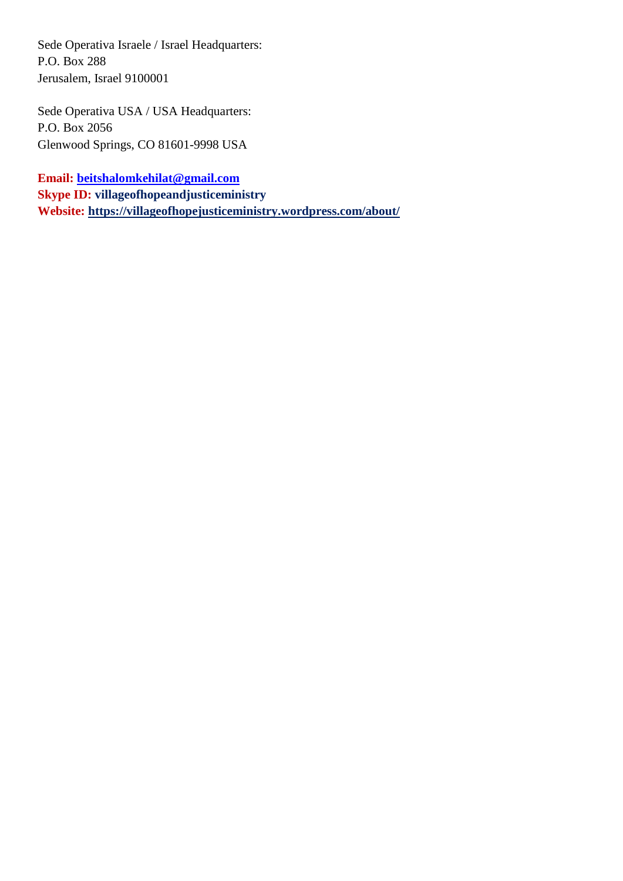Sede Operativa Israele / Israel Headquarters:
P.O. Box 288
Jerusalem, Israel 9100001

Sede Operativa USA / USA Headquarters:
P.O. Box 2056
Glenwood Springs, CO 81601-9998 USA

**Email:** **beitshalomkehilat@gmail.com**
**Skype ID:** **villageofhopeandjusticeministry**
**Website:** **https://villageofhopejusticeministry.wordpress.com/about/**